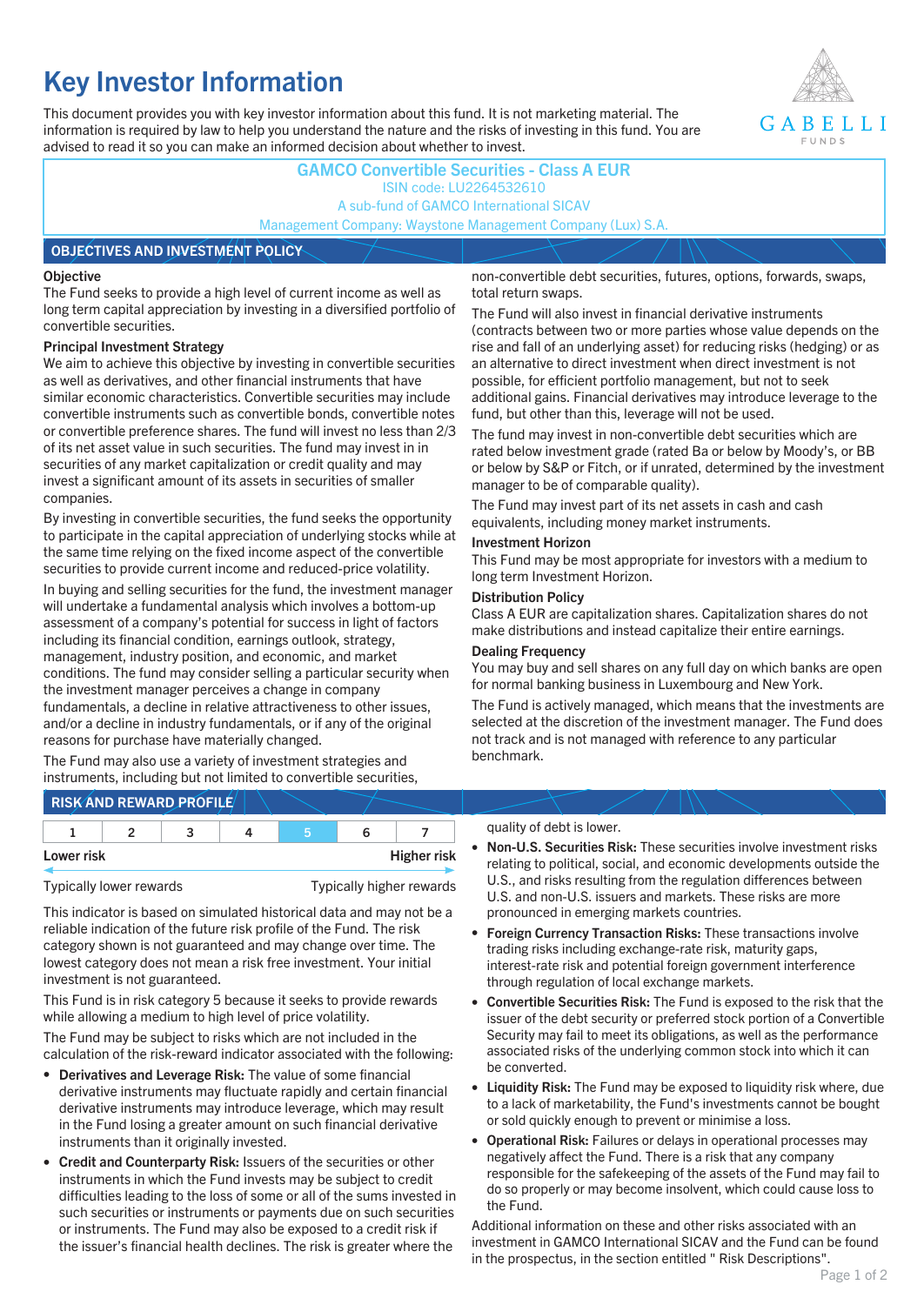# Key Investor Information

This document provides you with key investor information about this fund. It is not marketing material. The information is required by law to help you understand the nature and the risks of investing in this fund. You are advised to read it so you can make an informed decision about whether to invest.

**GAMCO Convertible Securities - Class A EUR**
ISIN code: LU2264532610
A sub-fund of GAMCO International SICAV
Management Company: Waystone Management Company (Lux) S.A.

## OBJECTIVES AND INVESTMENT POLICY

**Objective**

The Fund seeks to provide a high level of current income as well as long term capital appreciation by investing in a diversified portfolio of convertible securities.

**Principal Investment Strategy**

We aim to achieve this objective by investing in convertible securities as well as derivatives, and other financial instruments that have similar economic characteristics. Convertible securities may include convertible instruments such as convertible bonds, convertible notes or convertible preference shares. The fund will invest no less than 2/3 of its net asset value in such securities. The fund may invest in in securities of any market capitalization or credit quality and may invest a significant amount of its assets in securities of smaller companies.

By investing in convertible securities, the fund seeks the opportunity to participate in the capital appreciation of underlying stocks while at the same time relying on the fixed income aspect of the convertible securities to provide current income and reduced-price volatility.

In buying and selling securities for the fund, the investment manager will undertake a fundamental analysis which involves a bottom-up assessment of a company's potential for success in light of factors including its financial condition, earnings outlook, strategy, management, industry position, and economic, and market conditions. The fund may consider selling a particular security when the investment manager perceives a change in company fundamentals, a decline in relative attractiveness to other issues, and/or a decline in industry fundamentals, or if any of the original reasons for purchase have materially changed.

The Fund may also use a variety of investment strategies and instruments, including but not limited to convertible securities, non-convertible debt securities, futures, options, forwards, swaps, total return swaps.

The Fund will also invest in financial derivative instruments (contracts between two or more parties whose value depends on the rise and fall of an underlying asset) for reducing risks (hedging) or as an alternative to direct investment when direct investment is not possible, for efficient portfolio management, but not to seek additional gains. Financial derivatives may introduce leverage to the fund, but other than this, leverage will not be used.

The fund may invest in non-convertible debt securities which are rated below investment grade (rated Ba or below by Moody's, or BB or below by S&P or Fitch, or if unrated, determined by the investment manager to be of comparable quality).

The Fund may invest part of its net assets in cash and cash equivalents, including money market instruments.

**Investment Horizon**

This Fund may be most appropriate for investors with a medium to long term Investment Horizon.

**Distribution Policy**

Class A EUR are capitalization shares. Capitalization shares do not make distributions and instead capitalize their entire earnings.

**Dealing Frequency**

You may buy and sell shares on any full day on which banks are open for normal banking business in Luxembourg and New York.

The Fund is actively managed, which means that the investments are selected at the discretion of the investment manager. The Fund does not track and is not managed with reference to any particular benchmark.

## RISK AND REWARD PROFILE

| 1 | 2 | 3 | 4 | **5** | 6 | 7 |
|---|---|---|---|---|---|---|

Lower risk — Higher risk

Typically lower rewards — Typically higher rewards

This indicator is based on simulated historical data and may not be a reliable indication of the future risk profile of the Fund. The risk category shown is not guaranteed and may change over time. The lowest category does not mean a risk free investment. Your initial investment is not guaranteed.

This Fund is in risk category 5 because it seeks to provide rewards while allowing a medium to high level of price volatility.

The Fund may be subject to risks which are not included in the calculation of the risk-reward indicator associated with the following:

- **Derivatives and Leverage Risk:** The value of some financial derivative instruments may fluctuate rapidly and certain financial derivative instruments may introduce leverage, which may result in the Fund losing a greater amount on such financial derivative instruments than it originally invested.
- **Credit and Counterparty Risk:** Issuers of the securities or other instruments in which the Fund invests may be subject to credit difficulties leading to the loss of some or all of the sums invested in such securities or instruments or payments due on such securities or instruments. The Fund may also be exposed to a credit risk if the issuer's financial health declines. The risk is greater where the quality of debt is lower.
- **Non-U.S. Securities Risk:** These securities involve investment risks relating to political, social, and economic developments outside the U.S., and risks resulting from the regulation differences between U.S. and non-U.S. issuers and markets. These risks are more pronounced in emerging markets countries.
- **Foreign Currency Transaction Risks:** These transactions involve trading risks including exchange-rate risk, maturity gaps, interest-rate risk and potential foreign government interference through regulation of local exchange markets.
- **Convertible Securities Risk:** The Fund is exposed to the risk that the issuer of the debt security or preferred stock portion of a Convertible Security may fail to meet its obligations, as well as the performance associated risks of the underlying common stock into which it can be converted.
- **Liquidity Risk:** The Fund may be exposed to liquidity risk where, due to a lack of marketability, the Fund's investments cannot be bought or sold quickly enough to prevent or minimise a loss.
- **Operational Risk:** Failures or delays in operational processes may negatively affect the Fund. There is a risk that any company responsible for the safekeeping of the assets of the Fund may fail to do so properly or may become insolvent, which could cause loss to the Fund.

Additional information on these and other risks associated with an investment in GAMCO International SICAV and the Fund can be found in the prospectus, in the section entitled " Risk Descriptions".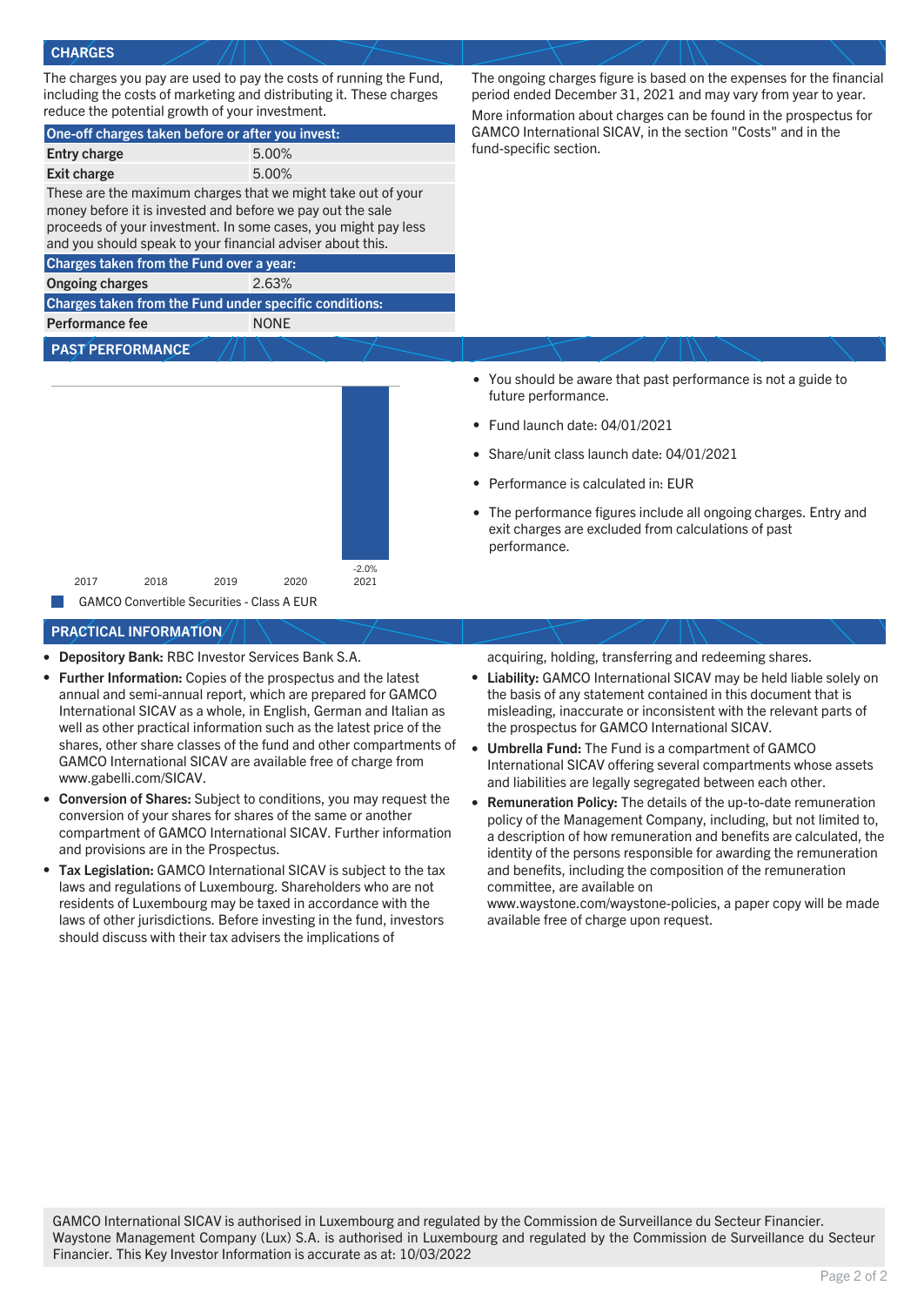## CHARGES

The charges you pay are used to pay the costs of running the Fund, including the costs of marketing and distributing it. These charges reduce the potential growth of your investment.

| One-off charges taken before or after you invest: | |
|---|---|
| **Entry charge** | 5.00% |
| **Exit charge** | 5.00% |
| These are the maximum charges that we might take out of your money before it is invested and before we pay out the sale proceeds of your investment. In some cases, you might pay less and you should speak to your financial adviser about this. | |
| **Charges taken from the Fund over a year:** | |
| **Ongoing charges** | 2.63% |
| **Charges taken from the Fund under specific conditions:** | |
| **Performance fee** | NONE |

The ongoing charges figure is based on the expenses for the financial period ended December 31, 2021 and may vary from year to year.

More information about charges can be found in the prospectus for GAMCO International SICAV, in the section "Costs" and in the fund-specific section.

## PAST PERFORMANCE

-2.0%

2017 2018 2019 2020 2021

GAMCO Convertible Securities - Class A EUR

- You should be aware that past performance is not a guide to future performance.
- Fund launch date: 04/01/2021
- Share/unit class launch date: 04/01/2021
- Performance is calculated in: EUR
- The performance figures include all ongoing charges. Entry and exit charges are excluded from calculations of past performance.

## PRACTICAL INFORMATION

- **Depositary Bank:** RBC Investor Services Bank S.A.
- **Further Information:** Copies of the prospectus and the latest annual and semi-annual report, which are prepared for GAMCO International SICAV as a whole, in English, German and Italian as well as other practical information such as the latest price of the shares, other share classes of the fund and other compartments of GAMCO International SICAV are available free of charge from www.gabelli.com/SICAV.
- **Conversion of Shares:** Subject to conditions, you may request the conversion of your shares for shares of the same or another compartment of GAMCO International SICAV. Further information and provisions are in the Prospectus.
- **Tax Legislation:** GAMCO International SICAV is subject to the tax laws and regulations of Luxembourg. Shareholders who are not residents of Luxembourg may be taxed in accordance with the laws of other jurisdictions. Before investing in the fund, investors should discuss with their tax advisers the implications of acquiring, holding, transferring and redeeming shares.
- **Liability:** GAMCO International SICAV may be held liable solely on the basis of any statement contained in this document that is misleading, inaccurate or inconsistent with the relevant parts of the prospectus for GAMCO International SICAV.
- **Umbrella Fund:** The Fund is a compartment of GAMCO International SICAV offering several compartments whose assets and liabilities are legally segregated between each other.
- **Remuneration Policy:** The details of the up-to-date remuneration policy of the Management Company, including, but not limited to, a description of how remuneration and benefits are calculated, the identity of the persons responsible for awarding the remuneration and benefits, including the composition of the remuneration committee, are available on www.waystone.com/waystone-policies, a paper copy will be made available free of charge upon request.

GAMCO International SICAV is authorised in Luxembourg and regulated by the Commission de Surveillance du Secteur Financier. Waystone Management Company (Lux) S.A. is authorised in Luxembourg and regulated by the Commission de Surveillance du Secteur Financier. This Key Investor Information is accurate as at: 10/03/2022